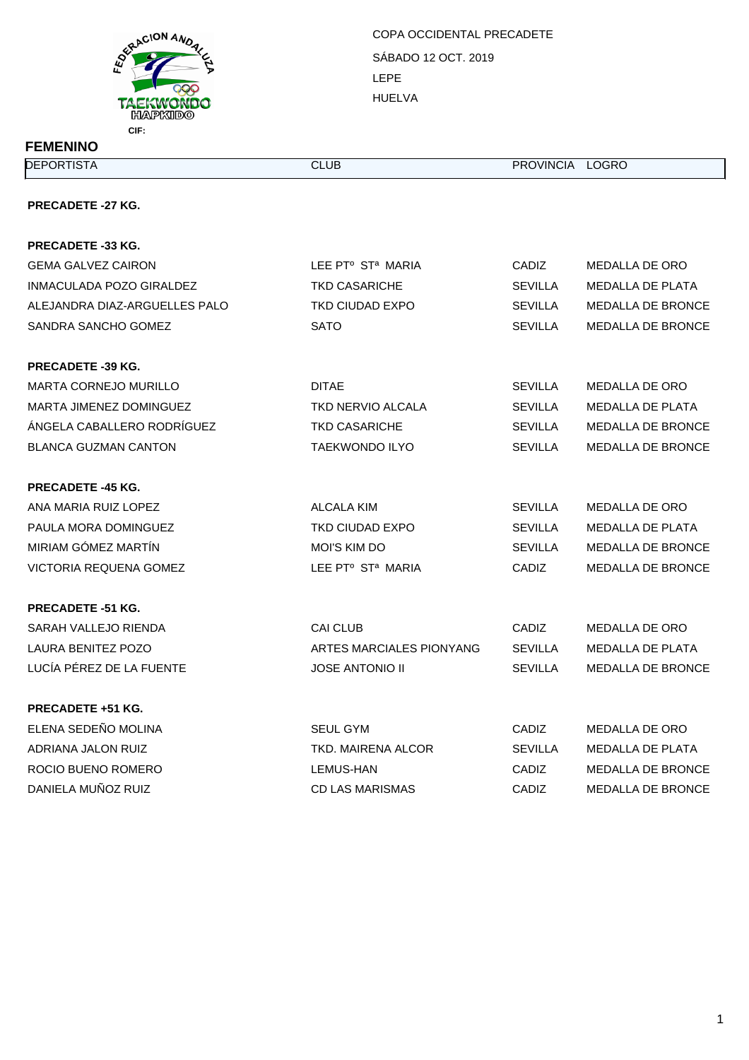FEDERACION ANDALUZA TAEKWONDO HAPKIDO

CIF:

COPA OCCIDENTAL PRECADETE

SÁBADO 12 OCT. 2019

LEPE

HUELVA

## FEMENINO

| DEPORTISTA | CLUB | PROVINCIA | LOGRO |
|---|---|---|---|
| **PRECADETE -27 KG.** | | | |
| **PRECADETE -33 KG.** | | | |
| GEMA GALVEZ CAIRON | LEE PTº STª MARIA | CADIZ | MEDALLA DE ORO |
| INMACULADA POZO GIRALDEZ | TKD CASARICHE | SEVILLA | MEDALLA DE PLATA |
| ALEJANDRA DIAZ-ARGUELLES PALO | TKD CIUDAD EXPO | SEVILLA | MEDALLA DE BRONCE |
| SANDRA SANCHO GOMEZ | SATO | SEVILLA | MEDALLA DE BRONCE |
| **PRECADETE -39 KG.** | | | |
| MARTA CORNEJO MURILLO | DITAE | SEVILLA | MEDALLA DE ORO |
| MARTA JIMENEZ DOMINGUEZ | TKD NERVIO ALCALA | SEVILLA | MEDALLA DE PLATA |
| ÁNGELA CABALLERO RODRÍGUEZ | TKD CASARICHE | SEVILLA | MEDALLA DE BRONCE |
| BLANCA GUZMAN CANTON | TAEKWONDO ILYO | SEVILLA | MEDALLA DE BRONCE |
| **PRECADETE -45 KG.** | | | |
| ANA MARIA RUIZ LOPEZ | ALCALA KIM | SEVILLA | MEDALLA DE ORO |
| PAULA MORA DOMINGUEZ | TKD CIUDAD EXPO | SEVILLA | MEDALLA DE PLATA |
| MIRIAM GÓMEZ MARTÍN | MOI'S KIM DO | SEVILLA | MEDALLA DE BRONCE |
| VICTORIA REQUENA GOMEZ | LEE PTº STª MARIA | CADIZ | MEDALLA DE BRONCE |
| **PRECADETE -51 KG.** | | | |
| SARAH VALLEJO RIENDA | CAI CLUB | CADIZ | MEDALLA DE ORO |
| LAURA BENITEZ POZO | ARTES MARCIALES PIONYANG | SEVILLA | MEDALLA DE PLATA |
| LUCÍA PÉREZ DE LA FUENTE | JOSE ANTONIO II | SEVILLA | MEDALLA DE BRONCE |
| **PRECADETE +51 KG.** | | | |
| ELENA SEDEÑO MOLINA | SEUL GYM | CADIZ | MEDALLA DE ORO |
| ADRIANA JALON RUIZ | TKD. MAIRENA ALCOR | SEVILLA | MEDALLA DE PLATA |
| ROCIO BUENO ROMERO | LEMUS-HAN | CADIZ | MEDALLA DE BRONCE |
| DANIELA MUÑOZ RUIZ | CD LAS MARISMAS | CADIZ | MEDALLA DE BRONCE |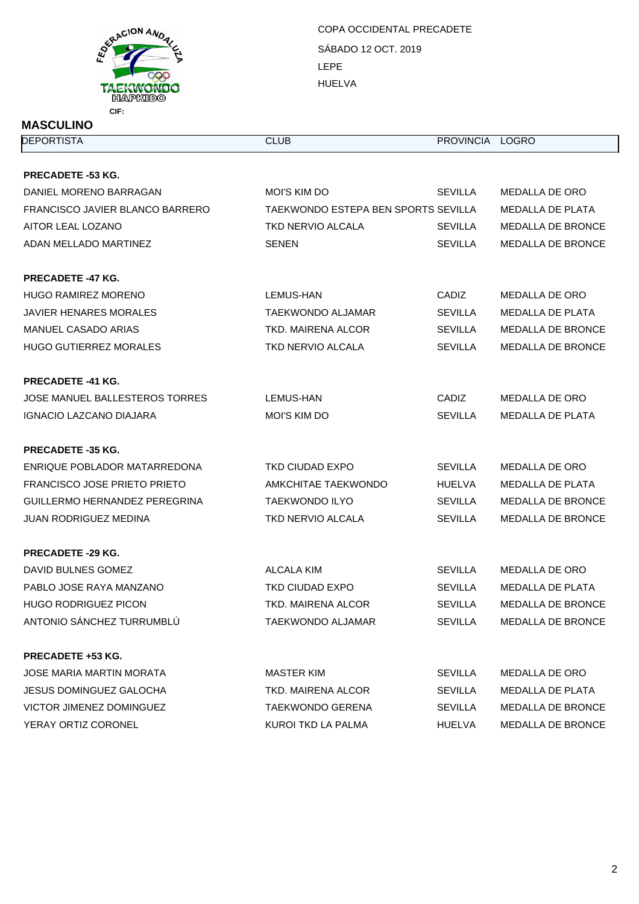COPA OCCIDENTAL PRECADETE

SÁBADO 12 OCT. 2019

LEPE

HUELVA

CIF:

## MASCULINO

| DEPORTISTA | CLUB | PROVINCIA | LOGRO |
|---|---|---|---|
| **PRECADETE -53 KG.** | | | |
| DANIEL MORENO BARRAGAN | MOI'S KIM DO | SEVILLA | MEDALLA DE ORO |
| FRANCISCO JAVIER BLANCO BARRERO | TAEKWONDO ESTEPA BEN SPORTS | SEVILLA | MEDALLA DE PLATA |
| AITOR LEAL LOZANO | TKD NERVIO ALCALA | SEVILLA | MEDALLA DE BRONCE |
| ADAN MELLADO MARTINEZ | SENEN | SEVILLA | MEDALLA DE BRONCE |
| **PRECADETE -47 KG.** | | | |
| HUGO RAMIREZ MORENO | LEMUS-HAN | CADIZ | MEDALLA DE ORO |
| JAVIER HENARES MORALES | TAEKWONDO ALJAMAR | SEVILLA | MEDALLA DE PLATA |
| MANUEL CASADO ARIAS | TKD. MAIRENA ALCOR | SEVILLA | MEDALLA DE BRONCE |
| HUGO GUTIERREZ MORALES | TKD NERVIO ALCALA | SEVILLA | MEDALLA DE BRONCE |
| **PRECADETE -41 KG.** | | | |
| JOSE MANUEL BALLESTEROS TORRES | LEMUS-HAN | CADIZ | MEDALLA DE ORO |
| IGNACIO LAZCANO DIAJARA | MOI'S KIM DO | SEVILLA | MEDALLA DE PLATA |
| **PRECADETE -35 KG.** | | | |
| ENRIQUE POBLADOR MATARREDONA | TKD CIUDAD EXPO | SEVILLA | MEDALLA DE ORO |
| FRANCISCO JOSE PRIETO PRIETO | AMKCHITAE TAEKWONDO | HUELVA | MEDALLA DE PLATA |
| GUILLERMO HERNANDEZ PEREGRINA | TAEKWONDO ILYO | SEVILLA | MEDALLA DE BRONCE |
| JUAN RODRIGUEZ MEDINA | TKD NERVIO ALCALA | SEVILLA | MEDALLA DE BRONCE |
| **PRECADETE -29 KG.** | | | |
| DAVID BULNES GOMEZ | ALCALA KIM | SEVILLA | MEDALLA DE ORO |
| PABLO JOSE RAYA MANZANO | TKD CIUDAD EXPO | SEVILLA | MEDALLA DE PLATA |
| HUGO RODRIGUEZ PICON | TKD. MAIRENA ALCOR | SEVILLA | MEDALLA DE BRONCE |
| ANTONIO SÁNCHEZ TURRUMBLÚ | TAEKWONDO ALJAMAR | SEVILLA | MEDALLA DE BRONCE |
| **PRECADETE +53 KG.** | | | |
| JOSE MARIA MARTIN MORATA | MASTER KIM | SEVILLA | MEDALLA DE ORO |
| JESUS DOMINGUEZ GALOCHA | TKD. MAIRENA ALCOR | SEVILLA | MEDALLA DE PLATA |
| VICTOR JIMENEZ DOMINGUEZ | TAEKWONDO GERENA | SEVILLA | MEDALLA DE BRONCE |
| YERAY ORTIZ CORONEL | KUROI TKD LA PALMA | HUELVA | MEDALLA DE BRONCE |